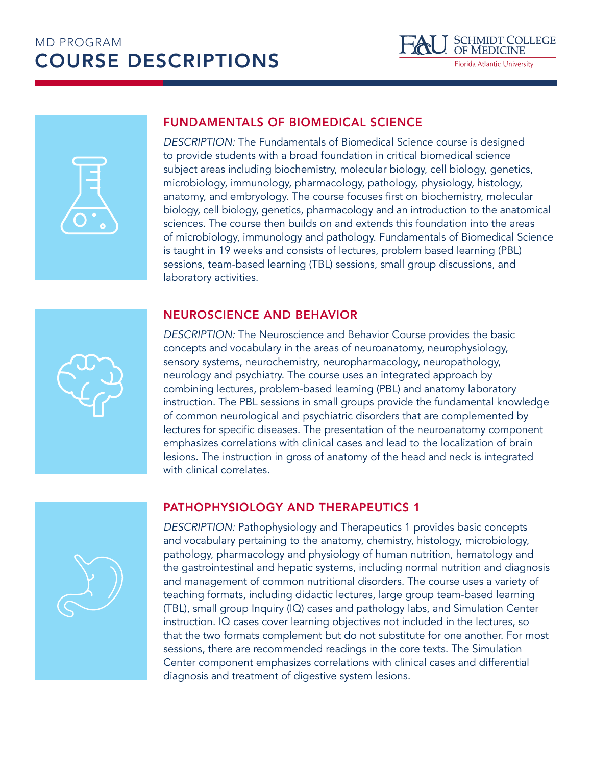# MD PROGRAM
# COURSE DESCRIPTIONS

FAU Schmidt College of Medicine
Florida Atlantic University

## FUNDAMENTALS OF BIOMEDICAL SCIENCE

*DESCRIPTION:* The Fundamentals of Biomedical Science course is designed to provide students with a broad foundation in critical biomedical science subject areas including biochemistry, molecular biology, cell biology, genetics, microbiology, immunology, pharmacology, pathology, physiology, histology, anatomy, and embryology. The course focuses first on biochemistry, molecular biology, cell biology, genetics, pharmacology and an introduction to the anatomical sciences. The course then builds on and extends this foundation into the areas of microbiology, immunology and pathology. Fundamentals of Biomedical Science is taught in 19 weeks and consists of lectures, problem based learning (PBL) sessions, team-based learning (TBL) sessions, small group discussions, and laboratory activities.

## NEUROSCIENCE AND BEHAVIOR

*DESCRIPTION:* The Neuroscience and Behavior Course provides the basic concepts and vocabulary in the areas of neuroanatomy, neurophysiology, sensory systems, neurochemistry, neuropharmacology, neuropathology, neurology and psychiatry. The course uses an integrated approach by combining lectures, problem-based learning (PBL) and anatomy laboratory instruction. The PBL sessions in small groups provide the fundamental knowledge of common neurological and psychiatric disorders that are complemented by lectures for specific diseases. The presentation of the neuroanatomy component emphasizes correlations with clinical cases and lead to the localization of brain lesions. The instruction in gross of anatomy of the head and neck is integrated with clinical correlates.

## PATHOPHYSIOLOGY AND THERAPEUTICS 1

*DESCRIPTION:* Pathophysiology and Therapeutics 1 provides basic concepts and vocabulary pertaining to the anatomy, chemistry, histology, microbiology, pathology, pharmacology and physiology of human nutrition, hematology and the gastrointestinal and hepatic systems, including normal nutrition and diagnosis and management of common nutritional disorders. The course uses a variety of teaching formats, including didactic lectures, large group team-based learning (TBL), small group Inquiry (IQ) cases and pathology labs, and Simulation Center instruction. IQ cases cover learning objectives not included in the lectures, so that the two formats complement but do not substitute for one another. For most sessions, there are recommended readings in the core texts. The Simulation Center component emphasizes correlations with clinical cases and differential diagnosis and treatment of digestive system lesions.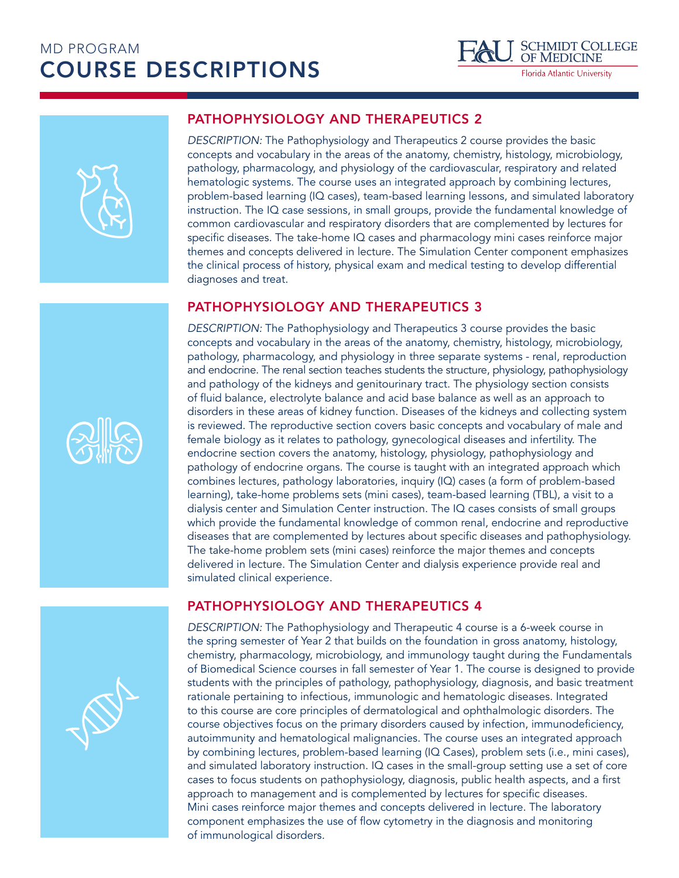# MD PROGRAM COURSE DESCRIPTIONS

## PATHOPHYSIOLOGY AND THERAPEUTICS 2

*DESCRIPTION:* The Pathophysiology and Therapeutics 2 course provides the basic concepts and vocabulary in the areas of the anatomy, chemistry, histology, microbiology, pathology, pharmacology, and physiology of the cardiovascular, respiratory and related hematologic systems. The course uses an integrated approach by combining lectures, problem-based learning (IQ cases), team-based learning lessons, and simulated laboratory instruction. The IQ case sessions, in small groups, provide the fundamental knowledge of common cardiovascular and respiratory disorders that are complemented by lectures for specific diseases. The take-home IQ cases and pharmacology mini cases reinforce major themes and concepts delivered in lecture. The Simulation Center component emphasizes the clinical process of history, physical exam and medical testing to develop differential diagnoses and treat.

## PATHOPHYSIOLOGY AND THERAPEUTICS 3

*DESCRIPTION:* The Pathophysiology and Therapeutics 3 course provides the basic concepts and vocabulary in the areas of the anatomy, chemistry, histology, microbiology, pathology, pharmacology, and physiology in three separate systems - renal, reproduction and endocrine. The renal section teaches students the structure, physiology, pathophysiology and pathology of the kidneys and genitourinary tract. The physiology section consists of fluid balance, electrolyte balance and acid base balance as well as an approach to disorders in these areas of kidney function. Diseases of the kidneys and collecting system is reviewed. The reproductive section covers basic concepts and vocabulary of male and female biology as it relates to pathology, gynecological diseases and infertility. The endocrine section covers the anatomy, histology, physiology, pathophysiology and pathology of endocrine organs. The course is taught with an integrated approach which combines lectures, pathology laboratories, inquiry (IQ) cases (a form of problem-based learning), take-home problems sets (mini cases), team-based learning (TBL), a visit to a dialysis center and Simulation Center instruction. The IQ cases consists of small groups which provide the fundamental knowledge of common renal, endocrine and reproductive diseases that are complemented by lectures about specific diseases and pathophysiology. The take-home problem sets (mini cases) reinforce the major themes and concepts delivered in lecture. The Simulation Center and dialysis experience provide real and simulated clinical experience.

## PATHOPHYSIOLOGY AND THERAPEUTICS 4

*DESCRIPTION:* The Pathophysiology and Therapeutic 4 course is a 6-week course in the spring semester of Year 2 that builds on the foundation in gross anatomy, histology, chemistry, pharmacology, microbiology, and immunology taught during the Fundamentals of Biomedical Science courses in fall semester of Year 1. The course is designed to provide students with the principles of pathology, pathophysiology, diagnosis, and basic treatment rationale pertaining to infectious, immunologic and hematologic diseases. Integrated to this course are core principles of dermatological and ophthalmologic disorders. The course objectives focus on the primary disorders caused by infection, immunodeficiency, autoimmunity and hematological malignancies. The course uses an integrated approach by combining lectures, problem-based learning (IQ Cases), problem sets (i.e., mini cases), and simulated laboratory instruction. IQ cases in the small-group setting use a set of core cases to focus students on pathophysiology, diagnosis, public health aspects, and a first approach to management and is complemented by lectures for specific diseases. Mini cases reinforce major themes and concepts delivered in lecture. The laboratory component emphasizes the use of flow cytometry in the diagnosis and monitoring of immunological disorders.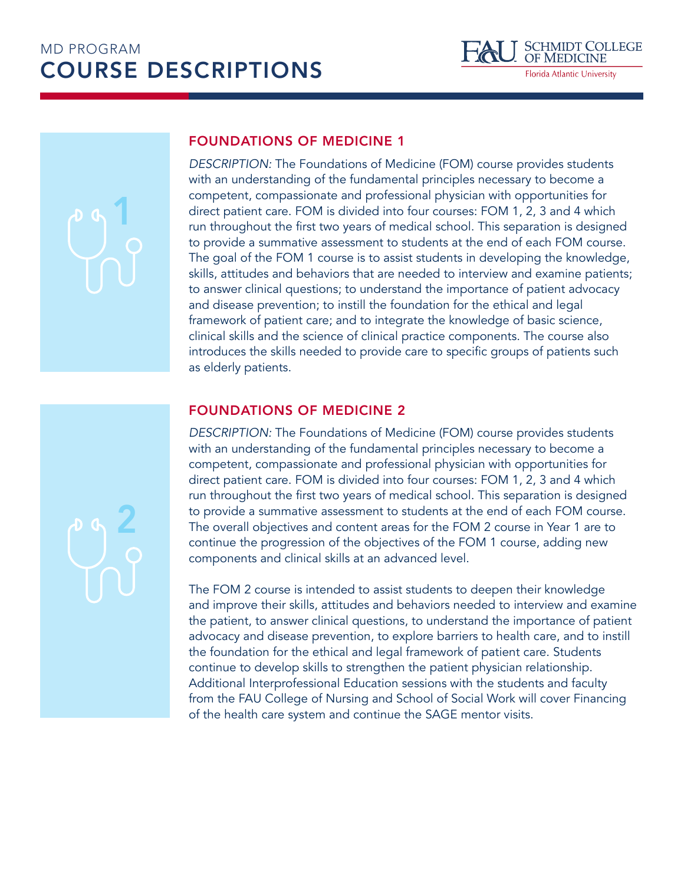MD PROGRAM

# COURSE DESCRIPTIONS

## FOUNDATIONS OF MEDICINE 1

*DESCRIPTION:* The Foundations of Medicine (FOM) course provides students with an understanding of the fundamental principles necessary to become a competent, compassionate and professional physician with opportunities for direct patient care. FOM is divided into four courses: FOM 1, 2, 3 and 4 which run throughout the first two years of medical school. This separation is designed to provide a summative assessment to students at the end of each FOM course. The goal of the FOM 1 course is to assist students in developing the knowledge, skills, attitudes and behaviors that are needed to interview and examine patients; to answer clinical questions; to understand the importance of patient advocacy and disease prevention; to instill the foundation for the ethical and legal framework of patient care; and to integrate the knowledge of basic science, clinical skills and the science of clinical practice components. The course also introduces the skills needed to provide care to specific groups of patients such as elderly patients.

## FOUNDATIONS OF MEDICINE 2

*DESCRIPTION:* The Foundations of Medicine (FOM) course provides students with an understanding of the fundamental principles necessary to become a competent, compassionate and professional physician with opportunities for direct patient care. FOM is divided into four courses: FOM 1, 2, 3 and 4 which run throughout the first two years of medical school. This separation is designed to provide a summative assessment to students at the end of each FOM course. The overall objectives and content areas for the FOM 2 course in Year 1 are to continue the progression of the objectives of the FOM 1 course, adding new components and clinical skills at an advanced level.

The FOM 2 course is intended to assist students to deepen their knowledge and improve their skills, attitudes and behaviors needed to interview and examine the patient, to answer clinical questions, to understand the importance of patient advocacy and disease prevention, to explore barriers to health care, and to instill the foundation for the ethical and legal framework of patient care. Students continue to develop skills to strengthen the patient physician relationship. Additional Interprofessional Education sessions with the students and faculty from the FAU College of Nursing and School of Social Work will cover Financing of the health care system and continue the SAGE mentor visits.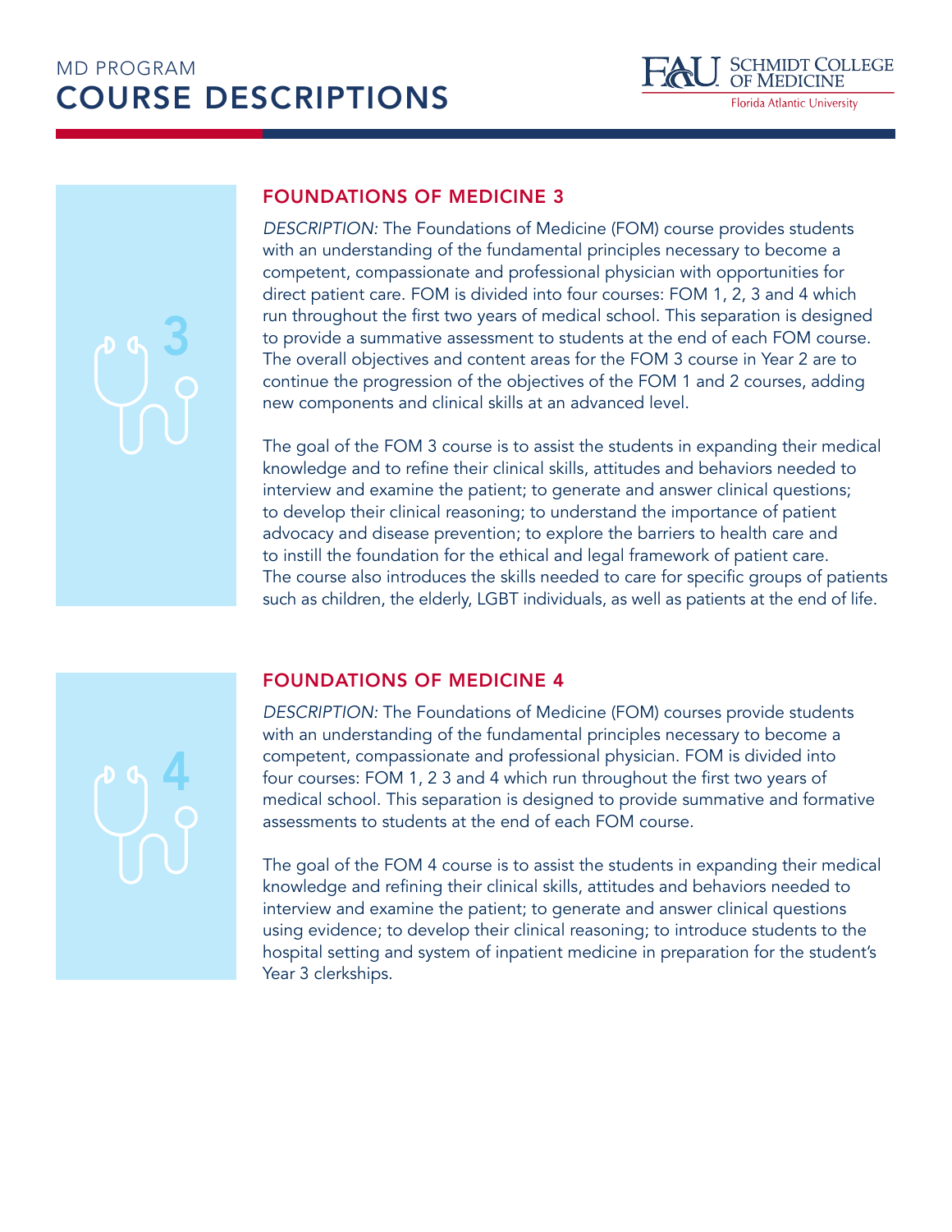# MD PROGRAM
# COURSE DESCRIPTIONS

## FOUNDATIONS OF MEDICINE 3

*DESCRIPTION:* The Foundations of Medicine (FOM) course provides students with an understanding of the fundamental principles necessary to become a competent, compassionate and professional physician with opportunities for direct patient care. FOM is divided into four courses: FOM 1, 2, 3 and 4 which run throughout the first two years of medical school. This separation is designed to provide a summative assessment to students at the end of each FOM course. The overall objectives and content areas for the FOM 3 course in Year 2 are to continue the progression of the objectives of the FOM 1 and 2 courses, adding new components and clinical skills at an advanced level.

The goal of the FOM 3 course is to assist the students in expanding their medical knowledge and to refine their clinical skills, attitudes and behaviors needed to interview and examine the patient; to generate and answer clinical questions; to develop their clinical reasoning; to understand the importance of patient advocacy and disease prevention; to explore the barriers to health care and to instill the foundation for the ethical and legal framework of patient care. The course also introduces the skills needed to care for specific groups of patients such as children, the elderly, LGBT individuals, as well as patients at the end of life.

## FOUNDATIONS OF MEDICINE 4

*DESCRIPTION:* The Foundations of Medicine (FOM) courses provide students with an understanding of the fundamental principles necessary to become a competent, compassionate and professional physician. FOM is divided into four courses: FOM 1, 2 3 and 4 which run throughout the first two years of medical school. This separation is designed to provide summative and formative assessments to students at the end of each FOM course.

The goal of the FOM 4 course is to assist the students in expanding their medical knowledge and refining their clinical skills, attitudes and behaviors needed to interview and examine the patient; to generate and answer clinical questions using evidence; to develop their clinical reasoning; to introduce students to the hospital setting and system of inpatient medicine in preparation for the student's Year 3 clerkships.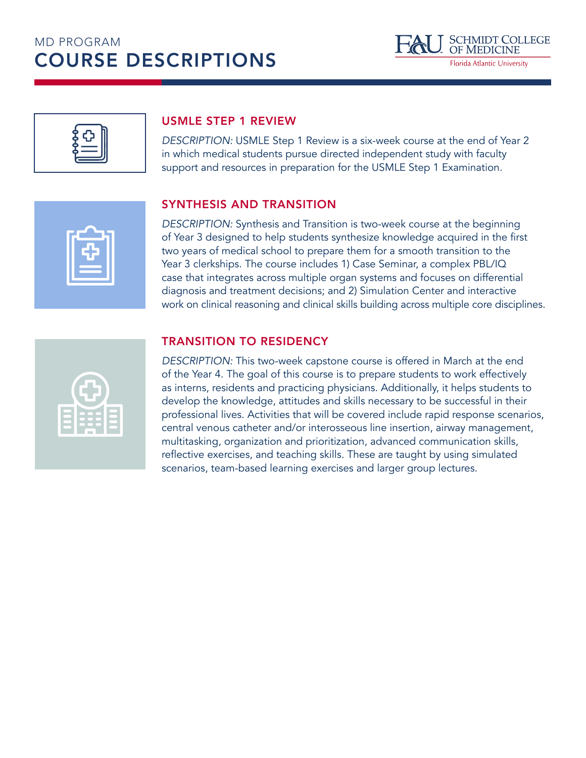MD PROGRAM
# COURSE DESCRIPTIONS

## USMLE STEP 1 REVIEW

*DESCRIPTION:* USMLE Step 1 Review is a six-week course at the end of Year 2 in which medical students pursue directed independent study with faculty support and resources in preparation for the USMLE Step 1 Examination.

## SYNTHESIS AND TRANSITION

*DESCRIPTION:* Synthesis and Transition is two-week course at the beginning of Year 3 designed to help students synthesize knowledge acquired in the first two years of medical school to prepare them for a smooth transition to the Year 3 clerkships. The course includes 1) Case Seminar, a complex PBL/IQ case that integrates across multiple organ systems and focuses on differential diagnosis and treatment decisions; and 2) Simulation Center and interactive work on clinical reasoning and clinical skills building across multiple core disciplines.

## TRANSITION TO RESIDENCY

*DESCRIPTION:* This two-week capstone course is offered in March at the end of the Year 4. The goal of this course is to prepare students to work effectively as interns, residents and practicing physicians. Additionally, it helps students to develop the knowledge, attitudes and skills necessary to be successful in their professional lives. Activities that will be covered include rapid response scenarios, central venous catheter and/or interosseous line insertion, airway management, multitasking, organization and prioritization, advanced communication skills, reflective exercises, and teaching skills. These are taught by using simulated scenarios, team-based learning exercises and larger group lectures.